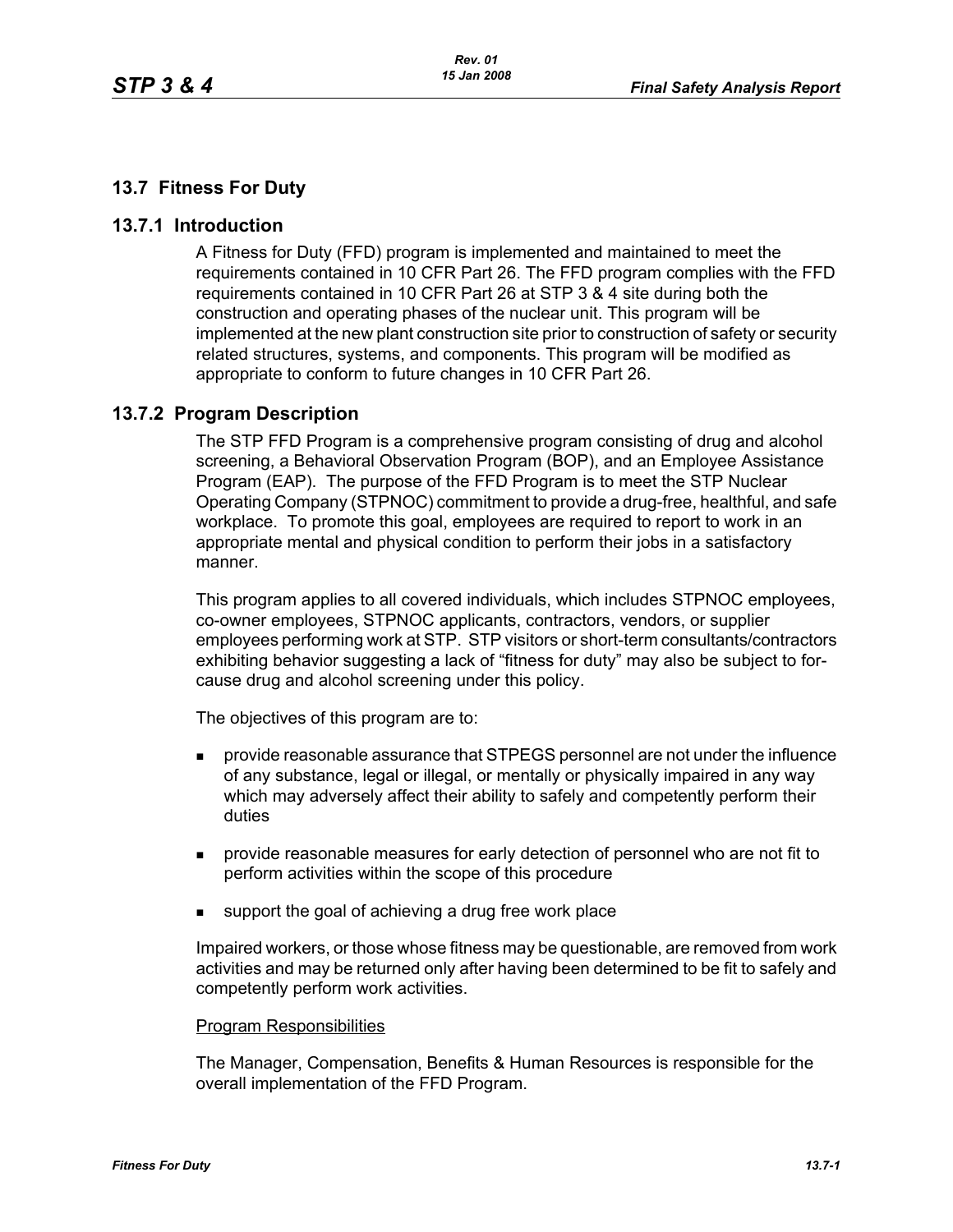## 13.7 Fitness For Duty

### 13.7.1 Introduction

A Fitness for Duty (FFD) program is implemented and maintained to meet the requirements contained in 10 CFR Part 26. The FFD program complies with the FFD requirements contained in 10 CFR Part 26 at STP 3 & 4 site during both the construction and operating phases of the nuclear unit. This program will be implemented at the new plant construction site prior to construction of safety or security related structures, systems, and components. This program will be modified as appropriate to conform to future changes in 10 CFR Part 26.

### 13.7.2 Program Description

The STP FFD Program is a comprehensive program consisting of drug and alcohol screening, a Behavioral Observation Program (BOP), and an Employee Assistance Program (EAP). The purpose of the FFD Program is to meet the STP Nuclear Operating Company (STPNOC) commitment to provide a drug-free, healthful, and safe workplace. To promote this goal, employees are required to report to work in an appropriate mental and physical condition to perform their jobs in a satisfactory manner.

This program applies to all covered individuals, which includes STPNOC employees, co-owner employees, STPNOC applicants, contractors, vendors, or supplier employees performing work at STP. STP visitors or short-term consultants/contractors exhibiting behavior suggesting a lack of "fitness for duty" may also be subject to for-cause drug and alcohol screening under this policy.

The objectives of this program are to:

- provide reasonable assurance that STPEGS personnel are not under the influence of any substance, legal or illegal, or mentally or physically impaired in any way which may adversely affect their ability to safely and competently perform their duties
- provide reasonable measures for early detection of personnel who are not fit to perform activities within the scope of this procedure
- support the goal of achieving a drug free work place

Impaired workers, or those whose fitness may be questionable, are removed from work activities and may be returned only after having been determined to be fit to safely and competently perform work activities.

Program Responsibilities

The Manager, Compensation, Benefits & Human Resources is responsible for the overall implementation of the FFD Program.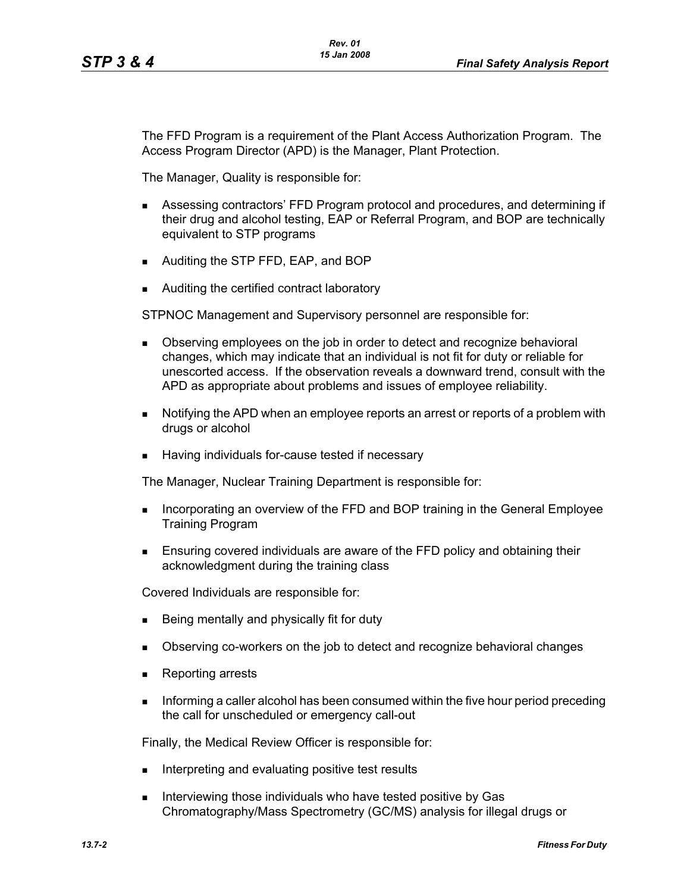The FFD Program is a requirement of the Plant Access Authorization Program. The Access Program Director (APD) is the Manager, Plant Protection.

The Manager, Quality is responsible for:

- Assessing contractors' FFD Program protocol and procedures, and determining if their drug and alcohol testing, EAP or Referral Program, and BOP are technically equivalent to STP programs
- Auditing the STP FFD, EAP, and BOP
- Auditing the certified contract laboratory

STPNOC Management and Supervisory personnel are responsible for:

- Observing employees on the job in order to detect and recognize behavioral changes, which may indicate that an individual is not fit for duty or reliable for unescorted access. If the observation reveals a downward trend, consult with the APD as appropriate about problems and issues of employee reliability.
- Notifying the APD when an employee reports an arrest or reports of a problem with drugs or alcohol
- Having individuals for-cause tested if necessary

The Manager, Nuclear Training Department is responsible for:

- Incorporating an overview of the FFD and BOP training in the General Employee Training Program
- Ensuring covered individuals are aware of the FFD policy and obtaining their acknowledgment during the training class

Covered Individuals are responsible for:

- Being mentally and physically fit for duty
- Observing co-workers on the job to detect and recognize behavioral changes
- Reporting arrests
- Informing a caller alcohol has been consumed within the five hour period preceding the call for unscheduled or emergency call-out

Finally, the Medical Review Officer is responsible for:

- Interpreting and evaluating positive test results
- Interviewing those individuals who have tested positive by Gas Chromatography/Mass Spectrometry (GC/MS) analysis for illegal drugs or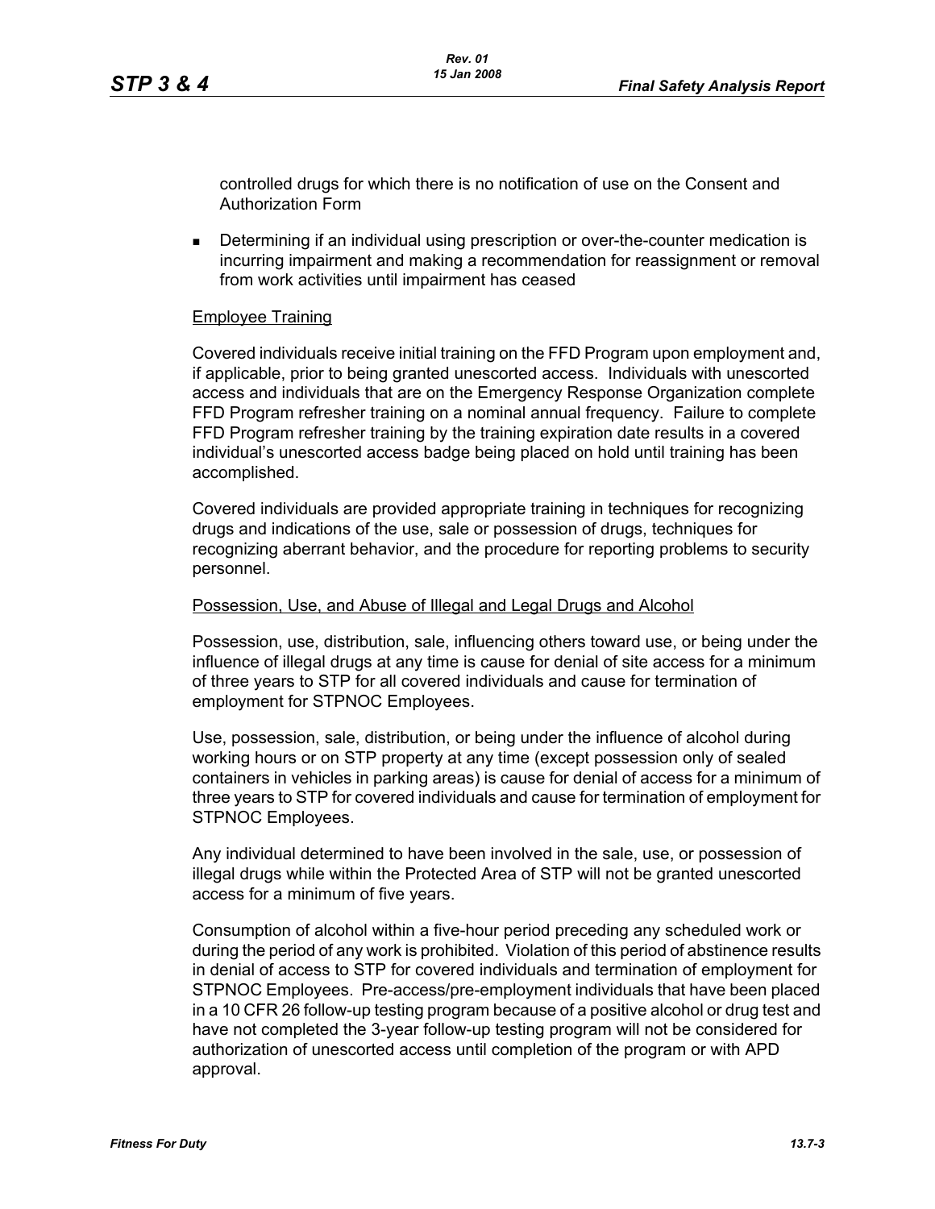controlled drugs for which there is no notification of use on the Consent and Authorization Form

- Determining if an individual using prescription or over-the-counter medication is incurring impairment and making a recommendation for reassignment or removal from work activities until impairment has ceased

Employee Training

Covered individuals receive initial training on the FFD Program upon employment and, if applicable, prior to being granted unescorted access. Individuals with unescorted access and individuals that are on the Emergency Response Organization complete FFD Program refresher training on a nominal annual frequency. Failure to complete FFD Program refresher training by the training expiration date results in a covered individual's unescorted access badge being placed on hold until training has been accomplished.

Covered individuals are provided appropriate training in techniques for recognizing drugs and indications of the use, sale or possession of drugs, techniques for recognizing aberrant behavior, and the procedure for reporting problems to security personnel.

Possession, Use, and Abuse of Illegal and Legal Drugs and Alcohol

Possession, use, distribution, sale, influencing others toward use, or being under the influence of illegal drugs at any time is cause for denial of site access for a minimum of three years to STP for all covered individuals and cause for termination of employment for STPNOC Employees.

Use, possession, sale, distribution, or being under the influence of alcohol during working hours or on STP property at any time (except possession only of sealed containers in vehicles in parking areas) is cause for denial of access for a minimum of three years to STP for covered individuals and cause for termination of employment for STPNOC Employees.

Any individual determined to have been involved in the sale, use, or possession of illegal drugs while within the Protected Area of STP will not be granted unescorted access for a minimum of five years.

Consumption of alcohol within a five-hour period preceding any scheduled work or during the period of any work is prohibited. Violation of this period of abstinence results in denial of access to STP for covered individuals and termination of employment for STPNOC Employees. Pre-access/pre-employment individuals that have been placed in a 10 CFR 26 follow-up testing program because of a positive alcohol or drug test and have not completed the 3-year follow-up testing program will not be considered for authorization of unescorted access until completion of the program or with APD approval.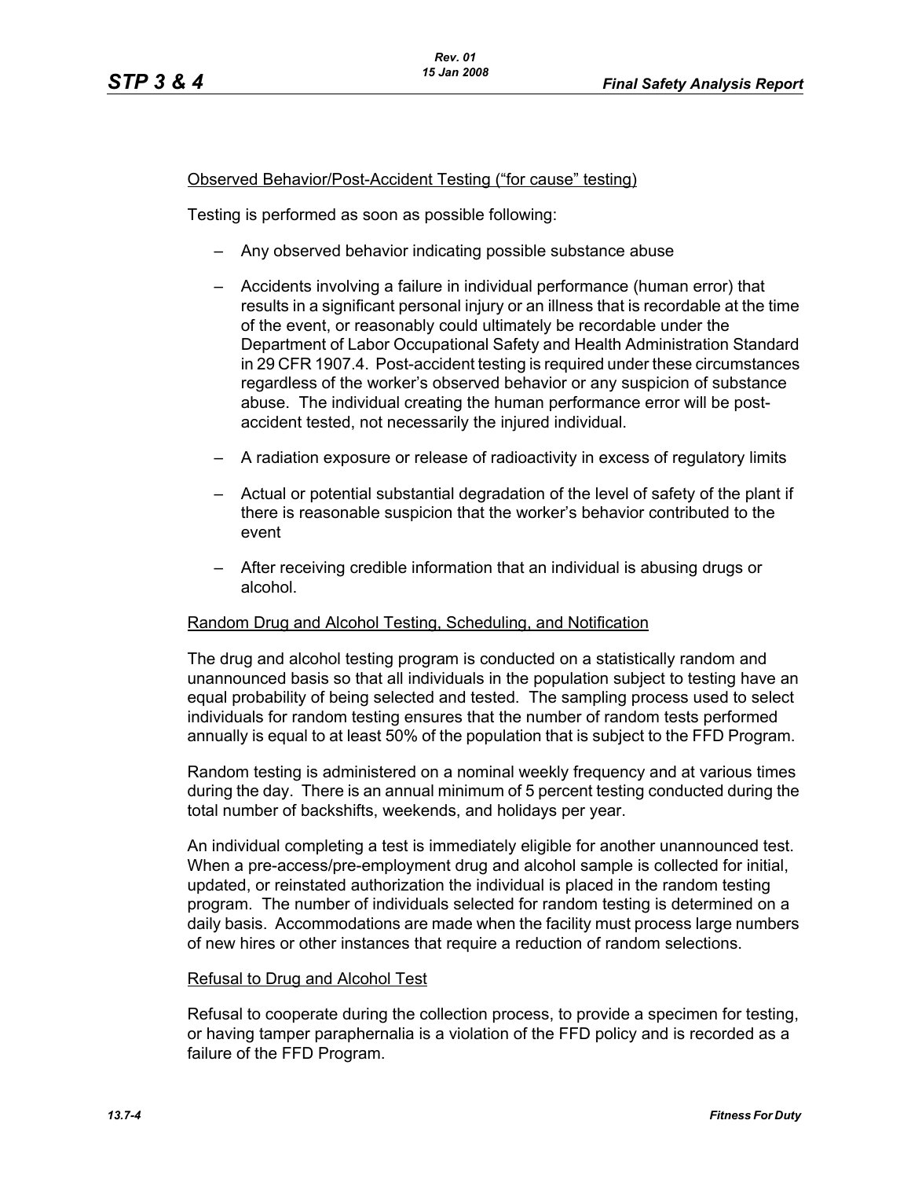Observed Behavior/Post-Accident Testing ("for cause" testing)

Testing is performed as soon as possible following:

- Any observed behavior indicating possible substance abuse
- Accidents involving a failure in individual performance (human error) that results in a significant personal injury or an illness that is recordable at the time of the event, or reasonably could ultimately be recordable under the Department of Labor Occupational Safety and Health Administration Standard in 29 CFR 1907.4. Post-accident testing is required under these circumstances regardless of the worker's observed behavior or any suspicion of substance abuse. The individual creating the human performance error will be post-accident tested, not necessarily the injured individual.
- A radiation exposure or release of radioactivity in excess of regulatory limits
- Actual or potential substantial degradation of the level of safety of the plant if there is reasonable suspicion that the worker's behavior contributed to the event
- After receiving credible information that an individual is abusing drugs or alcohol.

Random Drug and Alcohol Testing, Scheduling, and Notification

The drug and alcohol testing program is conducted on a statistically random and unannounced basis so that all individuals in the population subject to testing have an equal probability of being selected and tested. The sampling process used to select individuals for random testing ensures that the number of random tests performed annually is equal to at least 50% of the population that is subject to the FFD Program.

Random testing is administered on a nominal weekly frequency and at various times during the day. There is an annual minimum of 5 percent testing conducted during the total number of backshifts, weekends, and holidays per year.

An individual completing a test is immediately eligible for another unannounced test. When a pre-access/pre-employment drug and alcohol sample is collected for initial, updated, or reinstated authorization the individual is placed in the random testing program. The number of individuals selected for random testing is determined on a daily basis. Accommodations are made when the facility must process large numbers of new hires or other instances that require a reduction of random selections.

Refusal to Drug and Alcohol Test

Refusal to cooperate during the collection process, to provide a specimen for testing, or having tamper paraphernalia is a violation of the FFD policy and is recorded as a failure of the FFD Program.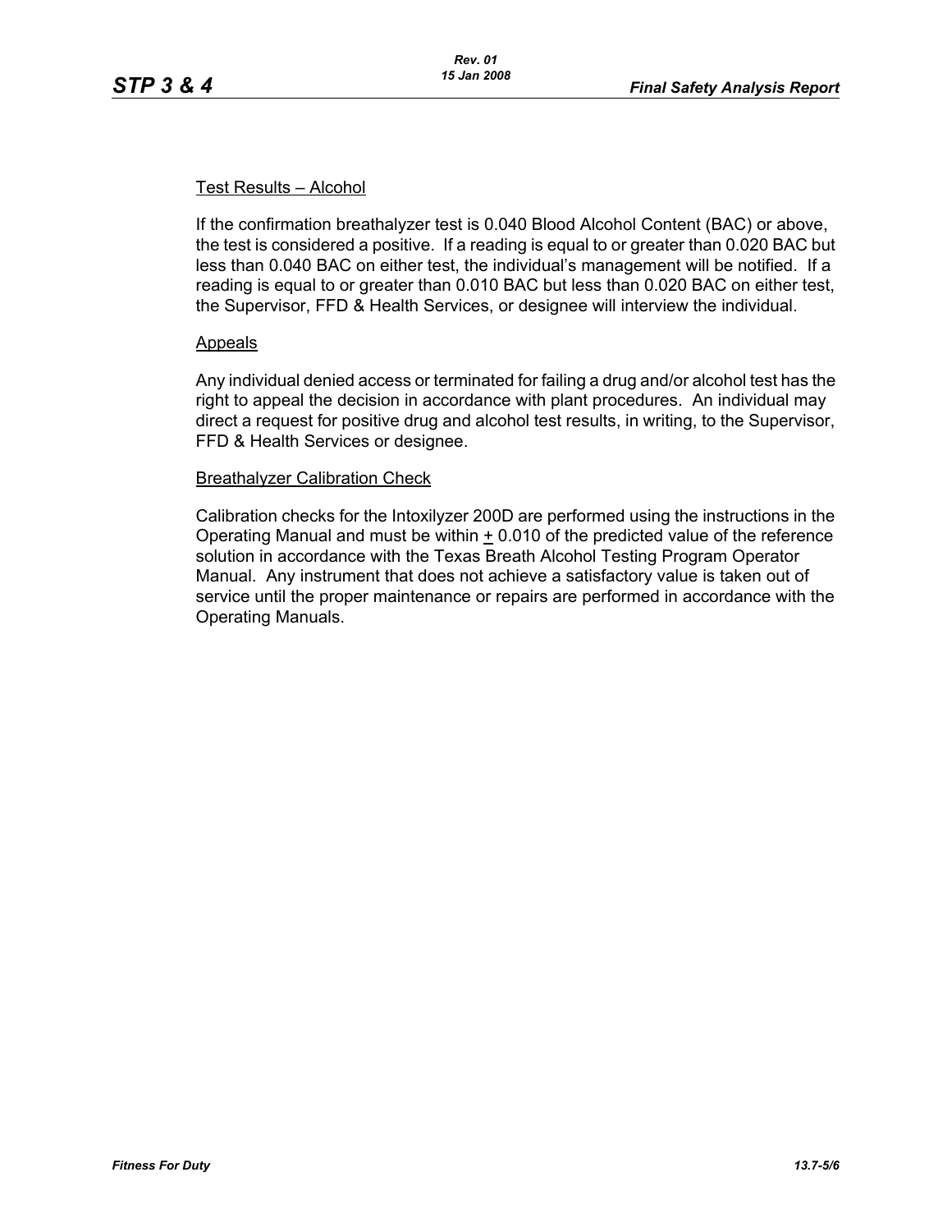Test Results – Alcohol

If the confirmation breathalyzer test is 0.040 Blood Alcohol Content (BAC) or above, the test is considered a positive. If a reading is equal to or greater than 0.020 BAC but less than 0.040 BAC on either test, the individual's management will be notified. If a reading is equal to or greater than 0.010 BAC but less than 0.020 BAC on either test, the Supervisor, FFD & Health Services, or designee will interview the individual.

Appeals

Any individual denied access or terminated for failing a drug and/or alcohol test has the right to appeal the decision in accordance with plant procedures. An individual may direct a request for positive drug and alcohol test results, in writing, to the Supervisor, FFD & Health Services or designee.

Breathalyzer Calibration Check

Calibration checks for the Intoxilyzer 200D are performed using the instructions in the Operating Manual and must be within $\pm$ 0.010 of the predicted value of the reference solution in accordance with the Texas Breath Alcohol Testing Program Operator Manual. Any instrument that does not achieve a satisfactory value is taken out of service until the proper maintenance or repairs are performed in accordance with the Operating Manuals.